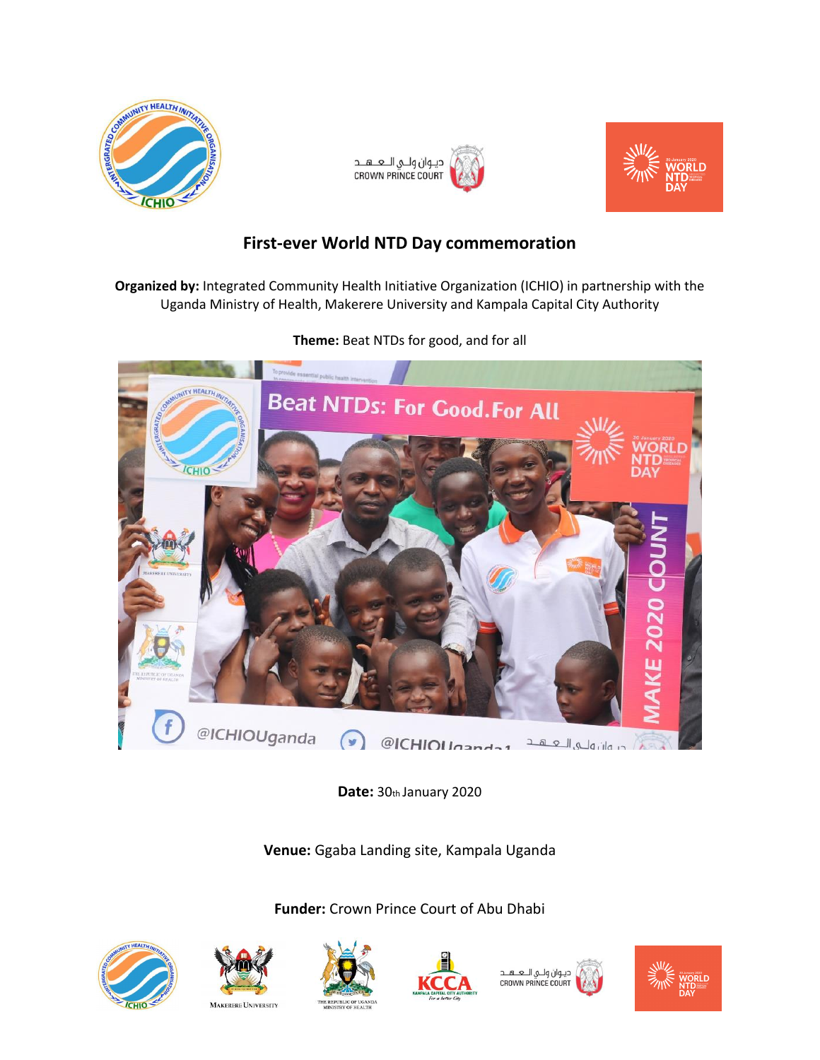# First-ever World NTD Day commemoration

**Organized by:** Integrated Community Health Initiative Organization (ICHIO) in partnership with the Uganda Ministry of Health, Makerere University and Kampala Capital City Authority

**Theme:** Beat NTDs for good, and for all

**Date:** 30th January 2020

**Venue:** Ggaba Landing site, Kampala Uganda

**Funder:** Crown Prince Court of Abu Dhabi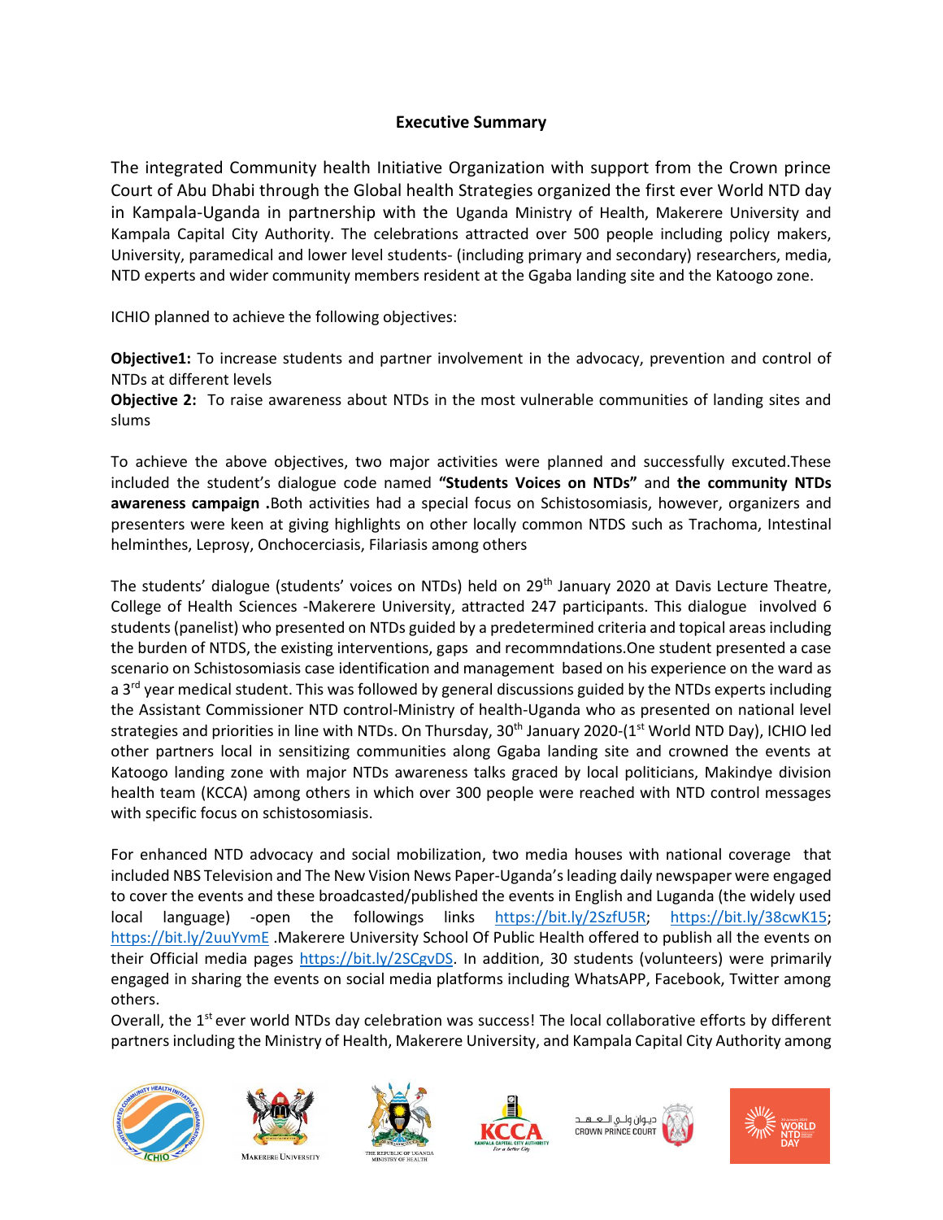## Executive Summary

The integrated Community health Initiative Organization with support from the Crown prince Court of Abu Dhabi through the Global health Strategies organized the first ever World NTD day in Kampala-Uganda in partnership with the Uganda Ministry of Health, Makerere University and Kampala Capital City Authority. The celebrations attracted over 500 people including policy makers, University, paramedical and lower level students- (including primary and secondary) researchers, media, NTD experts and wider community members resident at the Ggaba landing site and the Katoogo zone.

ICHIO planned to achieve the following objectives:

**Objective1:** To increase students and partner involvement in the advocacy, prevention and control of NTDs at different levels

**Objective 2:** To raise awareness about NTDs in the most vulnerable communities of landing sites and slums

To achieve the above objectives, two major activities were planned and successfully excuted.These included the student's dialogue code named **"Students Voices on NTDs"** and **the community NTDs awareness campaign .**Both activities had a special focus on Schistosomiasis, however, organizers and presenters were keen at giving highlights on other locally common NTDS such as Trachoma, Intestinal helminthes, Leprosy, Onchocerciasis, Filariasis among others

The students' dialogue (students' voices on NTDs) held on 29th January 2020 at Davis Lecture Theatre, College of Health Sciences -Makerere University, attracted 247 participants. This dialogue involved 6 students (panelist) who presented on NTDs guided by a predetermined criteria and topical areas including the burden of NTDS, the existing interventions, gaps and recommndations.One student presented a case scenario on Schistosomiasis case identification and management based on his experience on the ward as a 3rd year medical student. This was followed by general discussions guided by the NTDs experts including the Assistant Commissioner NTD control-Ministry of health-Uganda who as presented on national level strategies and priorities in line with NTDs. On Thursday, 30th January 2020-(1st World NTD Day), ICHIO led other partners local in sensitizing communities along Ggaba landing site and crowned the events at Katoogo landing zone with major NTDs awareness talks graced by local politicians, Makindye division health team (KCCA) among others in which over 300 people were reached with NTD control messages with specific focus on schistosomiasis.

For enhanced NTD advocacy and social mobilization, two media houses with national coverage that included NBS Television and The New Vision News Paper-Uganda's leading daily newspaper were engaged to cover the events and these broadcasted/published the events in English and Luganda (the widely used local language) -open the followings links https://bit.ly/2SzfU5R; https://bit.ly/38cwK15; https://bit.ly/2uuYvmE .Makerere University School Of Public Health offered to publish all the events on their Official media pages https://bit.ly/2SCgvDS. In addition, 30 students (volunteers) were primarily engaged in sharing the events on social media platforms including WhatsAPP, Facebook, Twitter among others.

Overall, the 1st ever world NTDs day celebration was success! The local collaborative efforts by different partners including the Ministry of Health, Makerere University, and Kampala Capital City Authority among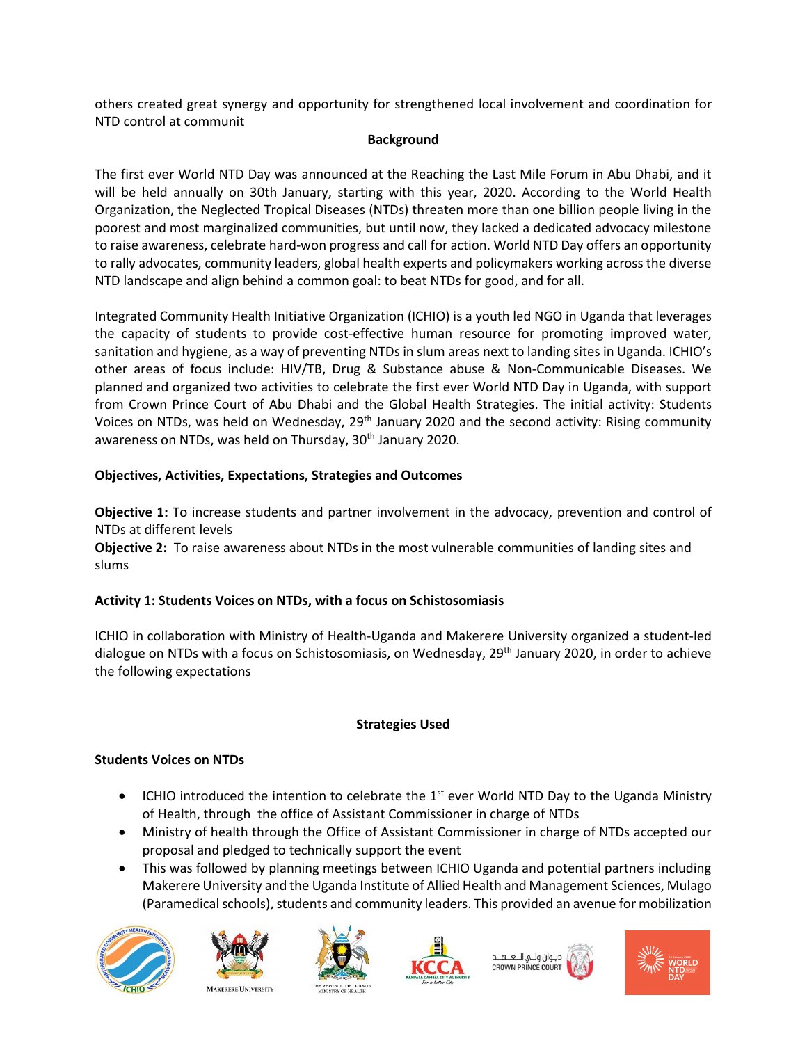others created great synergy and opportunity for strengthened local involvement and coordination for NTD control at communit

**Background**

The first ever World NTD Day was announced at the Reaching the Last Mile Forum in Abu Dhabi, and it will be held annually on 30th January, starting with this year, 2020. According to the World Health Organization, the Neglected Tropical Diseases (NTDs) threaten more than one billion people living in the poorest and most marginalized communities, but until now, they lacked a dedicated advocacy milestone to raise awareness, celebrate hard-won progress and call for action. World NTD Day offers an opportunity to rally advocates, community leaders, global health experts and policymakers working across the diverse NTD landscape and align behind a common goal: to beat NTDs for good, and for all.

Integrated Community Health Initiative Organization (ICHIO) is a youth led NGO in Uganda that leverages the capacity of students to provide cost-effective human resource for promoting improved water, sanitation and hygiene, as a way of preventing NTDs in slum areas next to landing sites in Uganda. ICHIO's other areas of focus include: HIV/TB, Drug & Substance abuse & Non-Communicable Diseases. We planned and organized two activities to celebrate the first ever World NTD Day in Uganda, with support from Crown Prince Court of Abu Dhabi and the Global Health Strategies. The initial activity: Students Voices on NTDs, was held on Wednesday, 29th January 2020 and the second activity: Rising community awareness on NTDs, was held on Thursday, 30th January 2020.

**Objectives, Activities, Expectations, Strategies and Outcomes**

**Objective 1:** To increase students and partner involvement in the advocacy, prevention and control of NTDs at different levels
**Objective 2:** To raise awareness about NTDs in the most vulnerable communities of landing sites and slums

**Activity 1: Students Voices on NTDs, with a focus on Schistosomiasis**

ICHIO in collaboration with Ministry of Health-Uganda and Makerere University organized a student-led dialogue on NTDs with a focus on Schistosomiasis, on Wednesday, 29th January 2020, in order to achieve the following expectations

**Strategies Used**

**Students Voices on NTDs**

- ICHIO introduced the intention to celebrate the 1st ever World NTD Day to the Uganda Ministry of Health, through the office of Assistant Commissioner in charge of NTDs
- Ministry of health through the Office of Assistant Commissioner in charge of NTDs accepted our proposal and pledged to technically support the event
- This was followed by planning meetings between ICHIO Uganda and potential partners including Makerere University and the Uganda Institute of Allied Health and Management Sciences, Mulago (Paramedical schools), students and community leaders. This provided an avenue for mobilization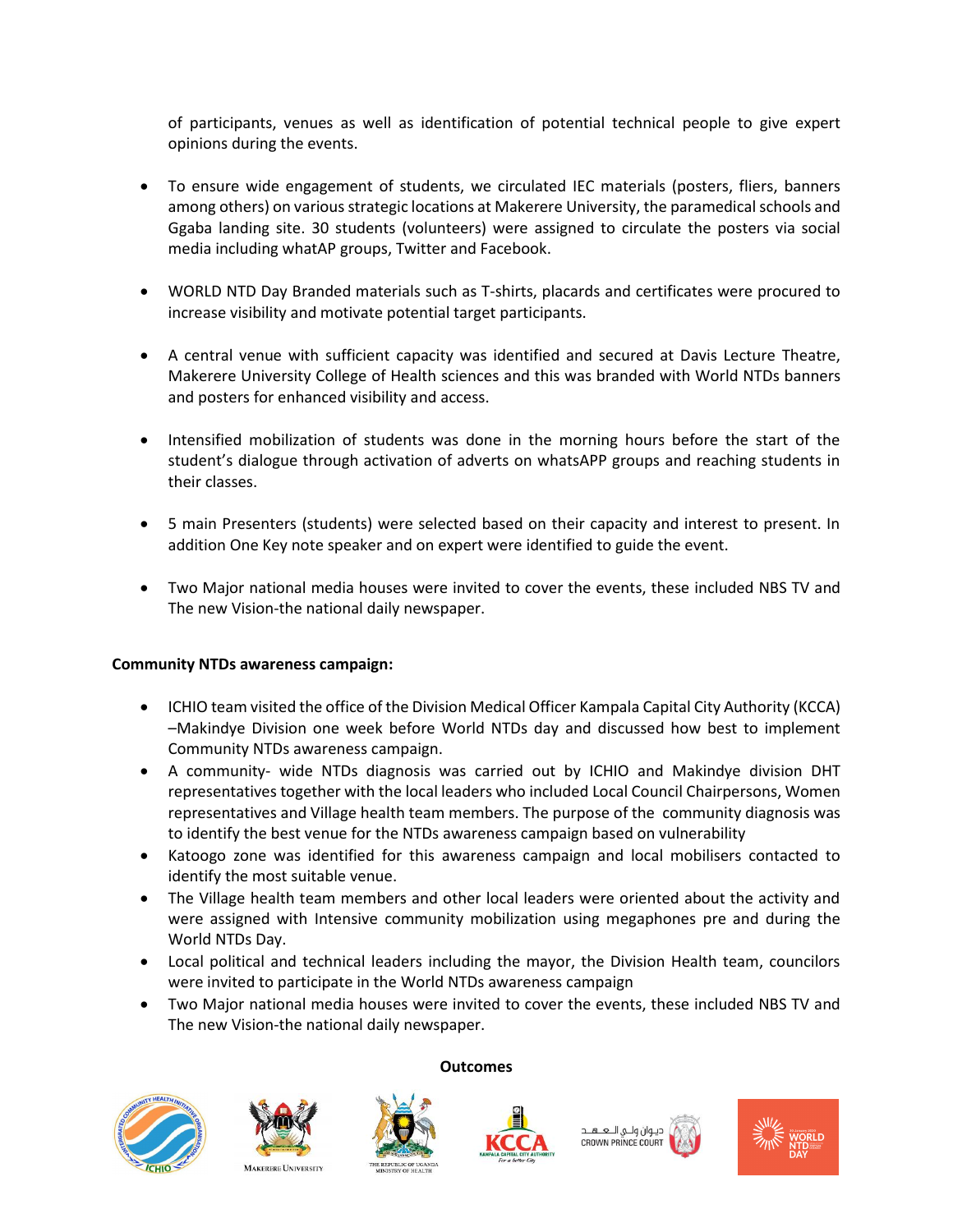of participants, venues as well as identification of potential technical people to give expert opinions during the events.

- To ensure wide engagement of students, we circulated IEC materials (posters, fliers, banners among others) on various strategic locations at Makerere University, the paramedical schools and Ggaba landing site. 30 students (volunteers) were assigned to circulate the posters via social media including whatAP groups, Twitter and Facebook.

- WORLD NTD Day Branded materials such as T-shirts, placards and certificates were procured to increase visibility and motivate potential target participants.

- A central venue with sufficient capacity was identified and secured at Davis Lecture Theatre, Makerere University College of Health sciences and this was branded with World NTDs banners and posters for enhanced visibility and access.

- Intensified mobilization of students was done in the morning hours before the start of the student's dialogue through activation of adverts on whatsAPP groups and reaching students in their classes.

- 5 main Presenters (students) were selected based on their capacity and interest to present. In addition One Key note speaker and on expert were identified to guide the event.

- Two Major national media houses were invited to cover the events, these included NBS TV and The new Vision-the national daily newspaper.

**Community NTDs awareness campaign:**

- ICHIO team visited the office of the Division Medical Officer Kampala Capital City Authority (KCCA) –Makindye Division one week before World NTDs day and discussed how best to implement Community NTDs awareness campaign.
- A community- wide NTDs diagnosis was carried out by ICHIO and Makindye division DHT representatives together with the local leaders who included Local Council Chairpersons, Women representatives and Village health team members. The purpose of the community diagnosis was to identify the best venue for the NTDs awareness campaign based on vulnerability
- Katoogo zone was identified for this awareness campaign and local mobilisers contacted to identify the most suitable venue.
- The Village health team members and other local leaders were oriented about the activity and were assigned with Intensive community mobilization using megaphones pre and during the World NTDs Day.
- Local political and technical leaders including the mayor, the Division Health team, councilors were invited to participate in the World NTDs awareness campaign
- Two Major national media houses were invited to cover the events, these included NBS TV and The new Vision-the national daily newspaper.

**Outcomes**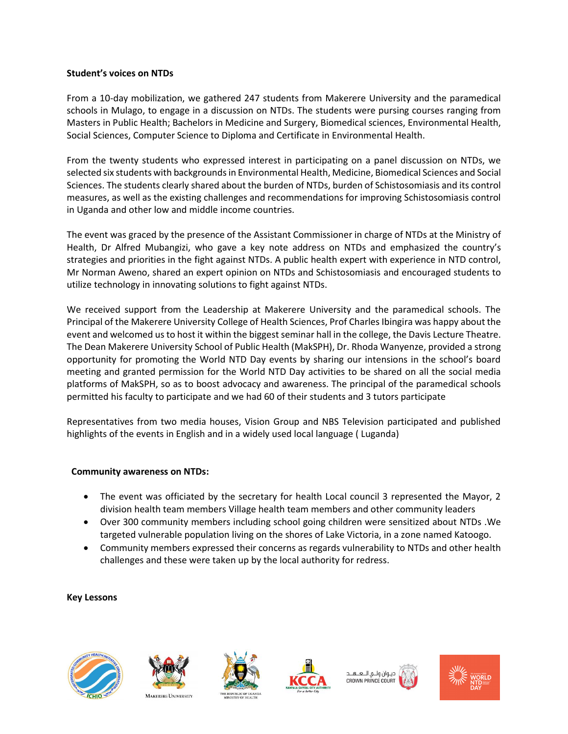**Student's voices on NTDs**

From a 10-day mobilization, we gathered 247 students from Makerere University and the paramedical schools in Mulago, to engage in a discussion on NTDs. The students were pursing courses ranging from Masters in Public Health; Bachelors in Medicine and Surgery, Biomedical sciences, Environmental Health, Social Sciences, Computer Science to Diploma and Certificate in Environmental Health.

From the twenty students who expressed interest in participating on a panel discussion on NTDs, we selected six students with backgrounds in Environmental Health, Medicine, Biomedical Sciences and Social Sciences. The students clearly shared about the burden of NTDs, burden of Schistosomiasis and its control measures, as well as the existing challenges and recommendations for improving Schistosomiasis control in Uganda and other low and middle income countries.

The event was graced by the presence of the Assistant Commissioner in charge of NTDs at the Ministry of Health, Dr Alfred Mubangizi, who gave a key note address on NTDs and emphasized the country's strategies and priorities in the fight against NTDs. A public health expert with experience in NTD control, Mr Norman Aweno, shared an expert opinion on NTDs and Schistosomiasis and encouraged students to utilize technology in innovating solutions to fight against NTDs.

We received support from the Leadership at Makerere University and the paramedical schools. The Principal of the Makerere University College of Health Sciences, Prof Charles Ibingira was happy about the event and welcomed us to host it within the biggest seminar hall in the college, the Davis Lecture Theatre. The Dean Makerere University School of Public Health (MakSPH), Dr. Rhoda Wanyenze, provided a strong opportunity for promoting the World NTD Day events by sharing our intensions in the school's board meeting and granted permission for the World NTD Day activities to be shared on all the social media platforms of MakSPH, so as to boost advocacy and awareness. The principal of the paramedical schools permitted his faculty to participate and we had 60 of their students and 3 tutors participate

Representatives from two media houses, Vision Group and NBS Television participated and published highlights of the events in English and in a widely used local language ( Luganda)

**Community awareness on NTDs:**

- The event was officiated by the secretary for health Local council 3 represented the Mayor, 2 division health team members Village health team members and other community leaders
- Over 300 community members including school going children were sensitized about NTDs .We targeted vulnerable population living on the shores of Lake Victoria, in a zone named Katoogo.
- Community members expressed their concerns as regards vulnerability to NTDs and other health challenges and these were taken up by the local authority for redress.

**Key Lessons**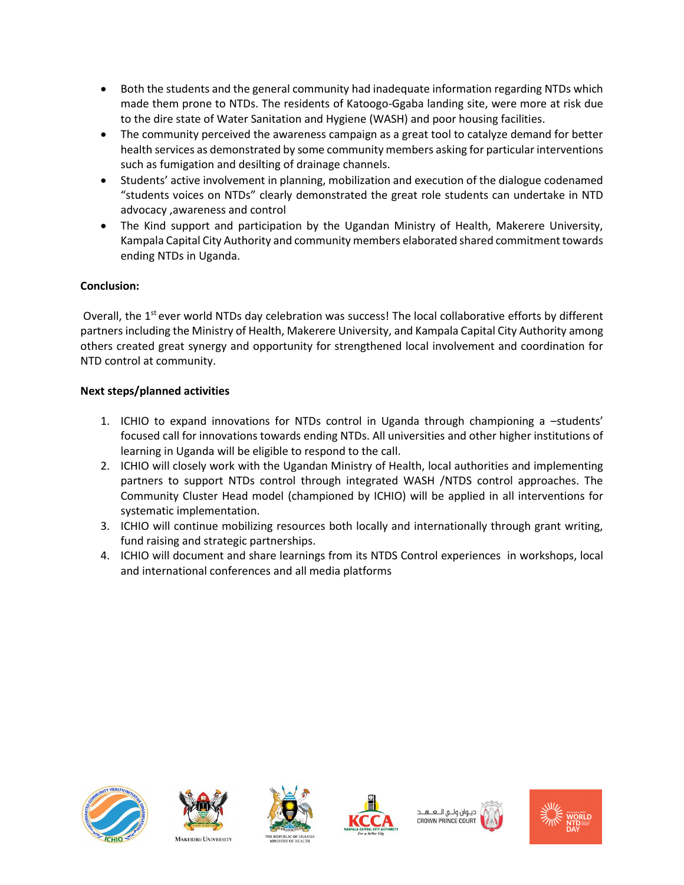- Both the students and the general community had inadequate information regarding NTDs which made them prone to NTDs. The residents of Katoogo-Ggaba landing site, were more at risk due to the dire state of Water Sanitation and Hygiene (WASH) and poor housing facilities.
- The community perceived the awareness campaign as a great tool to catalyze demand for better health services as demonstrated by some community members asking for particular interventions such as fumigation and desilting of drainage channels.
- Students' active involvement in planning, mobilization and execution of the dialogue codenamed "students voices on NTDs" clearly demonstrated the great role students can undertake in NTD advocacy ,awareness and control
- The Kind support and participation by the Ugandan Ministry of Health, Makerere University, Kampala Capital City Authority and community members elaborated shared commitment towards ending NTDs in Uganda.

**Conclusion:**

Overall, the 1st ever world NTDs day celebration was success! The local collaborative efforts by different partners including the Ministry of Health, Makerere University, and Kampala Capital City Authority among others created great synergy and opportunity for strengthened local involvement and coordination for NTD control at community.

**Next steps/planned activities**

1. ICHIO to expand innovations for NTDs control in Uganda through championing a –students' focused call for innovations towards ending NTDs. All universities and other higher institutions of learning in Uganda will be eligible to respond to the call.
2. ICHIO will closely work with the Ugandan Ministry of Health, local authorities and implementing partners to support NTDs control through integrated WASH /NTDS control approaches. The Community Cluster Head model (championed by ICHIO) will be applied in all interventions for systematic implementation.
3. ICHIO will continue mobilizing resources both locally and internationally through grant writing, fund raising and strategic partnerships.
4. ICHIO will document and share learnings from its NTDS Control experiences in workshops, local and international conferences and all media platforms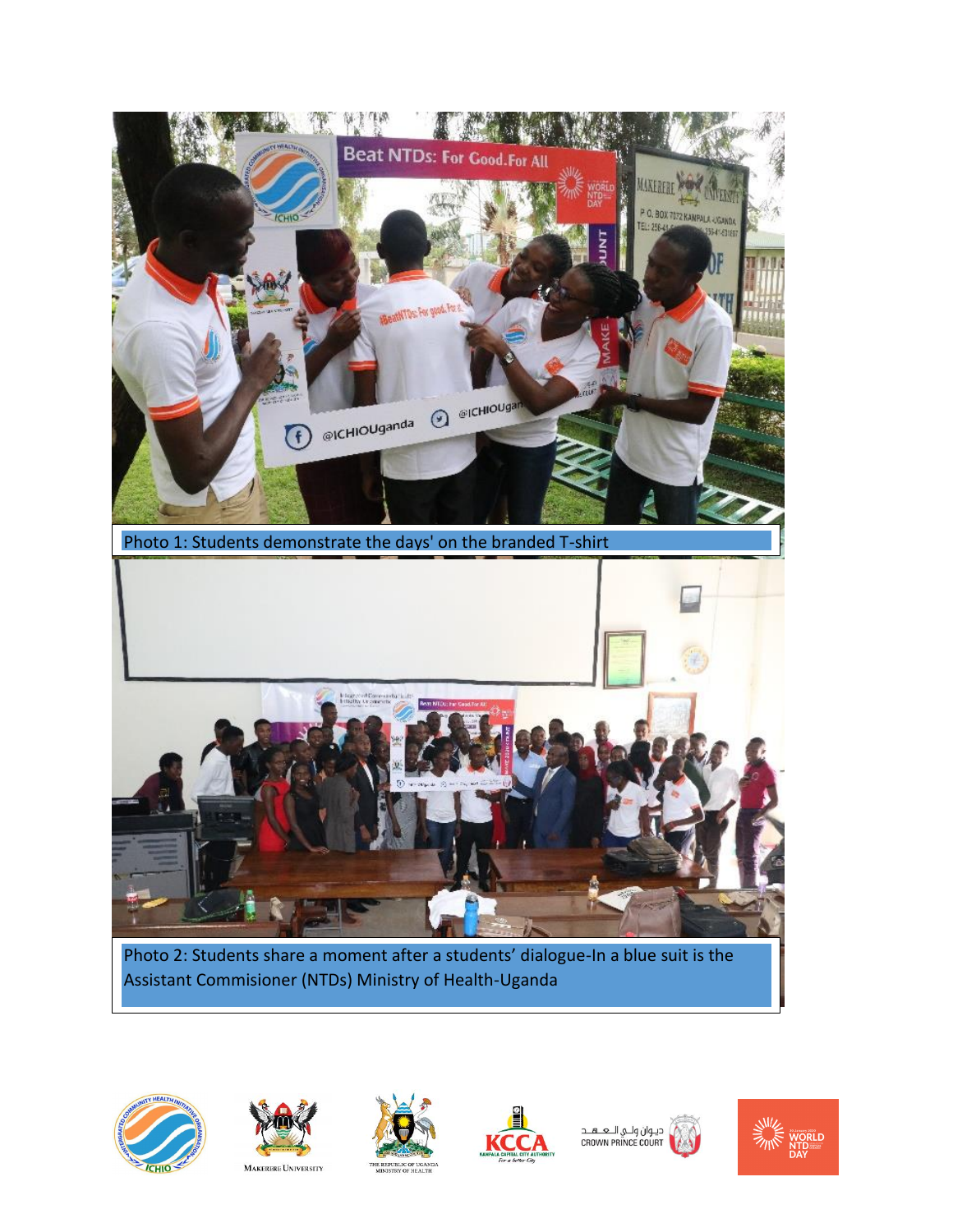Photo 1: Students demonstrate the days' on the branded T-shirt

Photo 2: Students share a moment after a students' dialogue-In a blue suit is the Assistant Commisioner (NTDs) Ministry of Health-Uganda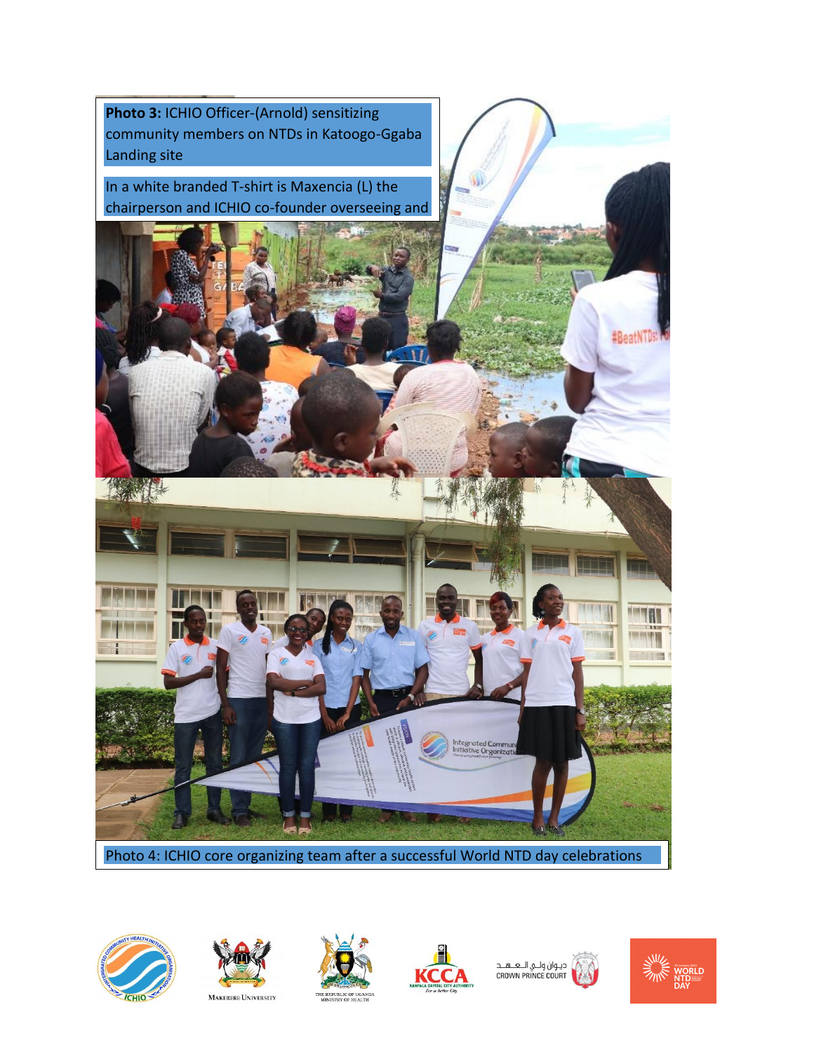**Photo 3:** ICHIO Officer-(Arnold) sensitizing community members on NTDs in Katoogo-Ggaba Landing site

In a white branded T-shirt is Maxencia (L) the chairperson and ICHIO co-founder overseeing and

Photo 4: ICHIO core organizing team after a successful World NTD day celebrations